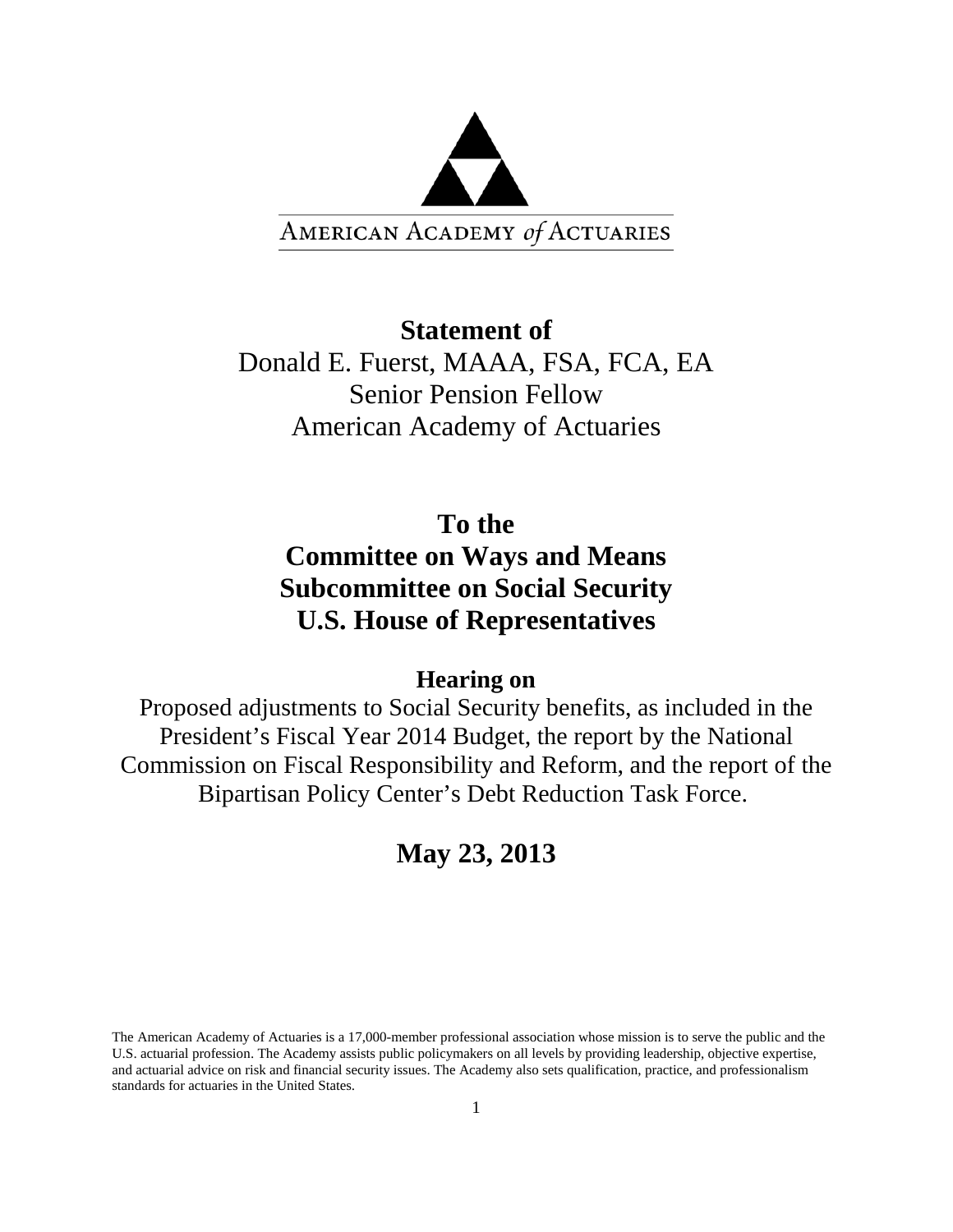AMERICAN ACADEMY *of* ACTUARIES

**Statement of**

Donald E. Fuerst, MAAA, FSA, FCA, EA

Senior Pension Fellow

American Academy of Actuaries

## To the
## Committee on Ways and Means
## Subcommittee on Social Security
## U.S. House of Representatives

### Hearing on

Proposed adjustments to Social Security benefits, as included in the President's Fiscal Year 2014 Budget, the report by the National Commission on Fiscal Responsibility and Reform, and the report of the Bipartisan Policy Center's Debt Reduction Task Force.

## May 23, 2013

The American Academy of Actuaries is a 17,000-member professional association whose mission is to serve the public and the U.S. actuarial profession. The Academy assists public policymakers on all levels by providing leadership, objective expertise, and actuarial advice on risk and financial security issues. The Academy also sets qualification, practice, and professionalism standards for actuaries in the United States.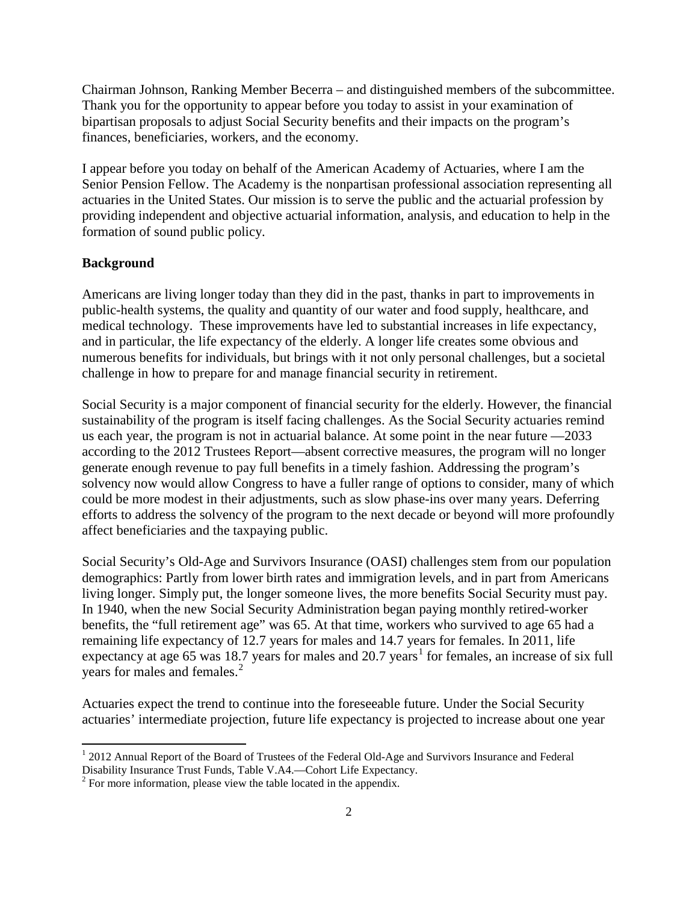Chairman Johnson, Ranking Member Becerra – and distinguished members of the subcommittee. Thank you for the opportunity to appear before you today to assist in your examination of bipartisan proposals to adjust Social Security benefits and their impacts on the program's finances, beneficiaries, workers, and the economy.

I appear before you today on behalf of the American Academy of Actuaries, where I am the Senior Pension Fellow. The Academy is the nonpartisan professional association representing all actuaries in the United States. Our mission is to serve the public and the actuarial profession by providing independent and objective actuarial information, analysis, and education to help in the formation of sound public policy.

**Background**

Americans are living longer today than they did in the past, thanks in part to improvements in public-health systems, the quality and quantity of our water and food supply, healthcare, and medical technology. These improvements have led to substantial increases in life expectancy, and in particular, the life expectancy of the elderly. A longer life creates some obvious and numerous benefits for individuals, but brings with it not only personal challenges, but a societal challenge in how to prepare for and manage financial security in retirement.

Social Security is a major component of financial security for the elderly. However, the financial sustainability of the program is itself facing challenges. As the Social Security actuaries remind us each year, the program is not in actuarial balance. At some point in the near future —2033 according to the 2012 Trustees Report—absent corrective measures, the program will no longer generate enough revenue to pay full benefits in a timely fashion. Addressing the program's solvency now would allow Congress to have a fuller range of options to consider, many of which could be more modest in their adjustments, such as slow phase-ins over many years. Deferring efforts to address the solvency of the program to the next decade or beyond will more profoundly affect beneficiaries and the taxpaying public.

Social Security's Old-Age and Survivors Insurance (OASI) challenges stem from our population demographics: Partly from lower birth rates and immigration levels, and in part from Americans living longer. Simply put, the longer someone lives, the more benefits Social Security must pay. In 1940, when the new Social Security Administration began paying monthly retired-worker benefits, the "full retirement age" was 65. At that time, workers who survived to age 65 had a remaining life expectancy of 12.7 years for males and 14.7 years for females. In 2011, life expectancy at age 65 was 18.7 years for males and 20.7 years[1] for females, an increase of six full years for males and females.[2]

Actuaries expect the trend to continue into the foreseeable future. Under the Social Security actuaries' intermediate projection, future life expectancy is projected to increase about one year

---

[1] 2012 Annual Report of the Board of Trustees of the Federal Old-Age and Survivors Insurance and Federal Disability Insurance Trust Funds, Table V.A4.—Cohort Life Expectancy.

[2] For more information, please view the table located in the appendix.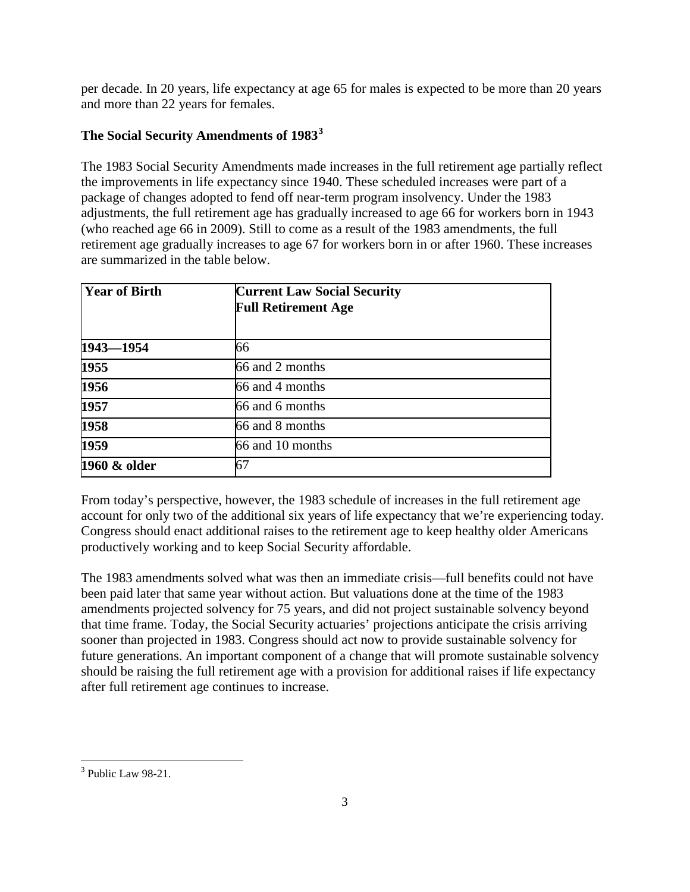per decade. In 20 years, life expectancy at age 65 for males is expected to be more than 20 years and more than 22 years for females.

### The Social Security Amendments of 1983[3]

The 1983 Social Security Amendments made increases in the full retirement age partially reflect the improvements in life expectancy since 1940. These scheduled increases were part of a package of changes adopted to fend off near-term program insolvency. Under the 1983 adjustments, the full retirement age has gradually increased to age 66 for workers born in 1943 (who reached age 66 in 2009). Still to come as a result of the 1983 amendments, the full retirement age gradually increases to age 67 for workers born in or after 1960. These increases are summarized in the table below.

| Year of Birth | Current Law Social Security Full Retirement Age |
|---|---|
| **1943—1954** | 66 |
| **1955** | 66 and 2 months |
| **1956** | 66 and 4 months |
| **1957** | 66 and 6 months |
| **1958** | 66 and 8 months |
| **1959** | 66 and 10 months |
| **1960 & older** | 67 |

From today's perspective, however, the 1983 schedule of increases in the full retirement age account for only two of the additional six years of life expectancy that we're experiencing today. Congress should enact additional raises to the retirement age to keep healthy older Americans productively working and to keep Social Security affordable.

The 1983 amendments solved what was then an immediate crisis—full benefits could not have been paid later that same year without action. But valuations done at the time of the 1983 amendments projected solvency for 75 years, and did not project sustainable solvency beyond that time frame. Today, the Social Security actuaries' projections anticipate the crisis arriving sooner than projected in 1983. Congress should act now to provide sustainable solvency for future generations. An important component of a change that will promote sustainable solvency should be raising the full retirement age with a provision for additional raises if life expectancy after full retirement age continues to increase.

[3] Public Law 98-21.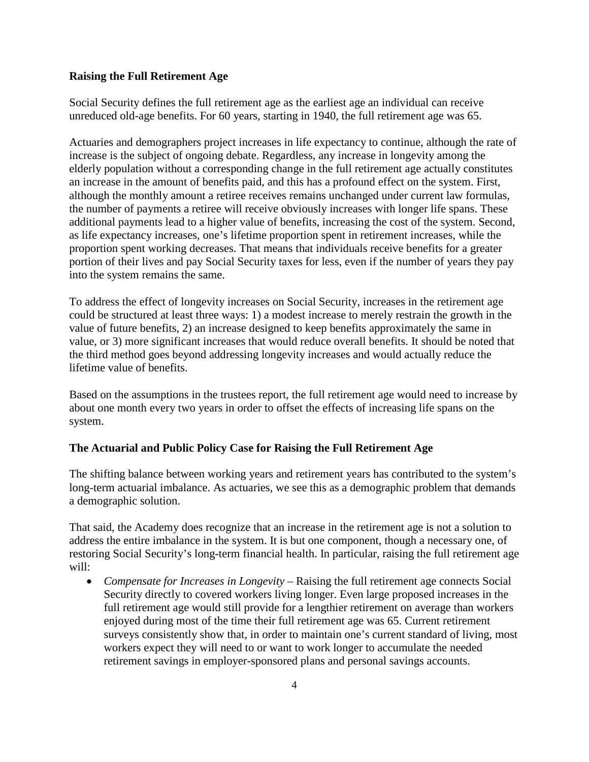**Raising the Full Retirement Age**

Social Security defines the full retirement age as the earliest age an individual can receive unreduced old-age benefits. For 60 years, starting in 1940, the full retirement age was 65.

Actuaries and demographers project increases in life expectancy to continue, although the rate of increase is the subject of ongoing debate. Regardless, any increase in longevity among the elderly population without a corresponding change in the full retirement age actually constitutes an increase in the amount of benefits paid, and this has a profound effect on the system. First, although the monthly amount a retiree receives remains unchanged under current law formulas, the number of payments a retiree will receive obviously increases with longer life spans. These additional payments lead to a higher value of benefits, increasing the cost of the system. Second, as life expectancy increases, one's lifetime proportion spent in retirement increases, while the proportion spent working decreases. That means that individuals receive benefits for a greater portion of their lives and pay Social Security taxes for less, even if the number of years they pay into the system remains the same.

To address the effect of longevity increases on Social Security, increases in the retirement age could be structured at least three ways: 1) a modest increase to merely restrain the growth in the value of future benefits, 2) an increase designed to keep benefits approximately the same in value, or 3) more significant increases that would reduce overall benefits. It should be noted that the third method goes beyond addressing longevity increases and would actually reduce the lifetime value of benefits.

Based on the assumptions in the trustees report, the full retirement age would need to increase by about one month every two years in order to offset the effects of increasing life spans on the system.

**The Actuarial and Public Policy Case for Raising the Full Retirement Age**

The shifting balance between working years and retirement years has contributed to the system's long-term actuarial imbalance. As actuaries, we see this as a demographic problem that demands a demographic solution.

That said, the Academy does recognize that an increase in the retirement age is not a solution to address the entire imbalance in the system. It is but one component, though a necessary one, of restoring Social Security's long-term financial health. In particular, raising the full retirement age will:

- *Compensate for Increases in Longevity* – Raising the full retirement age connects Social Security directly to covered workers living longer. Even large proposed increases in the full retirement age would still provide for a lengthier retirement on average than workers enjoyed during most of the time their full retirement age was 65. Current retirement surveys consistently show that, in order to maintain one's current standard of living, most workers expect they will need to or want to work longer to accumulate the needed retirement savings in employer-sponsored plans and personal savings accounts.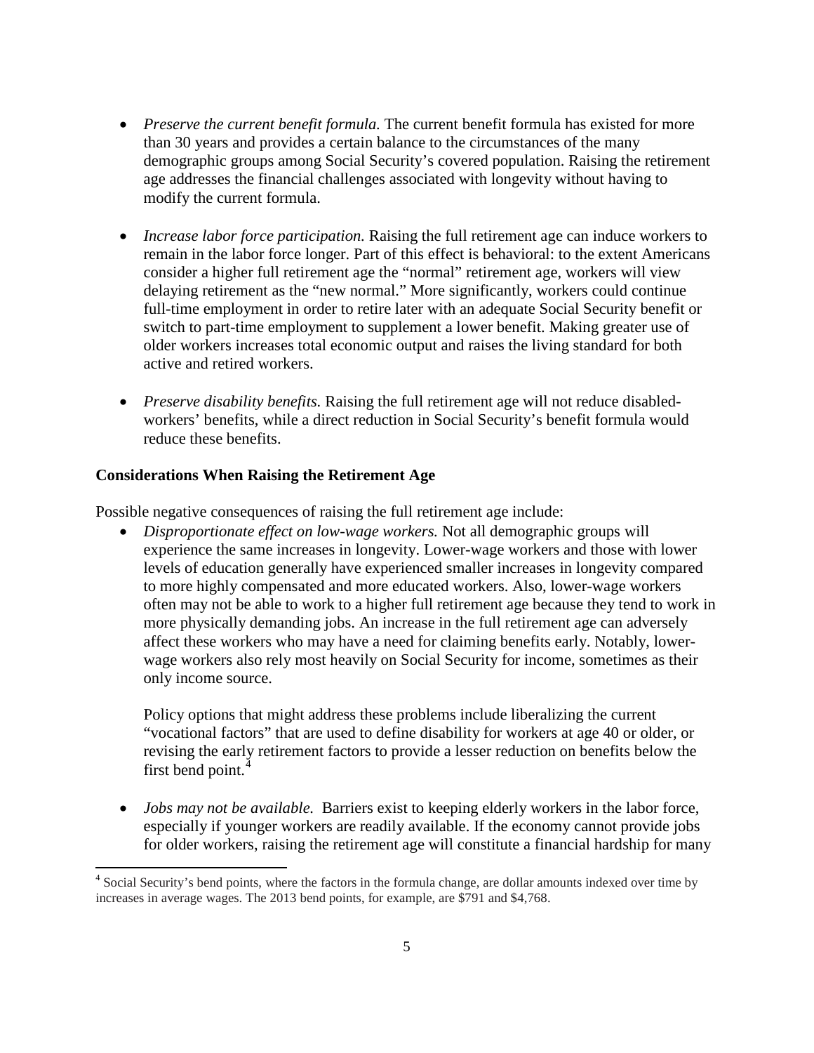- *Preserve the current benefit formula.* The current benefit formula has existed for more than 30 years and provides a certain balance to the circumstances of the many demographic groups among Social Security's covered population. Raising the retirement age addresses the financial challenges associated with longevity without having to modify the current formula.

- *Increase labor force participation.* Raising the full retirement age can induce workers to remain in the labor force longer. Part of this effect is behavioral: to the extent Americans consider a higher full retirement age the "normal" retirement age, workers will view delaying retirement as the "new normal." More significantly, workers could continue full-time employment in order to retire later with an adequate Social Security benefit or switch to part-time employment to supplement a lower benefit. Making greater use of older workers increases total economic output and raises the living standard for both active and retired workers.

- *Preserve disability benefits.* Raising the full retirement age will not reduce disabled-workers' benefits, while a direct reduction in Social Security's benefit formula would reduce these benefits.

**Considerations When Raising the Retirement Age**

Possible negative consequences of raising the full retirement age include:

- *Disproportionate effect on low-wage workers.* Not all demographic groups will experience the same increases in longevity. Lower-wage workers and those with lower levels of education generally have experienced smaller increases in longevity compared to more highly compensated and more educated workers. Also, lower-wage workers often may not be able to work to a higher full retirement age because they tend to work in more physically demanding jobs. An increase in the full retirement age can adversely affect these workers who may have a need for claiming benefits early. Notably, lower-wage workers also rely most heavily on Social Security for income, sometimes as their only income source.

  Policy options that might address these problems include liberalizing the current "vocational factors" that are used to define disability for workers at age 40 or older, or revising the early retirement factors to provide a lesser reduction on benefits below the first bend point.[4]

- *Jobs may not be available.* Barriers exist to keeping elderly workers in the labor force, especially if younger workers are readily available. If the economy cannot provide jobs for older workers, raising the retirement age will constitute a financial hardship for many

[4] Social Security's bend points, where the factors in the formula change, are dollar amounts indexed over time by increases in average wages. The 2013 bend points, for example, are $791 and $4,768.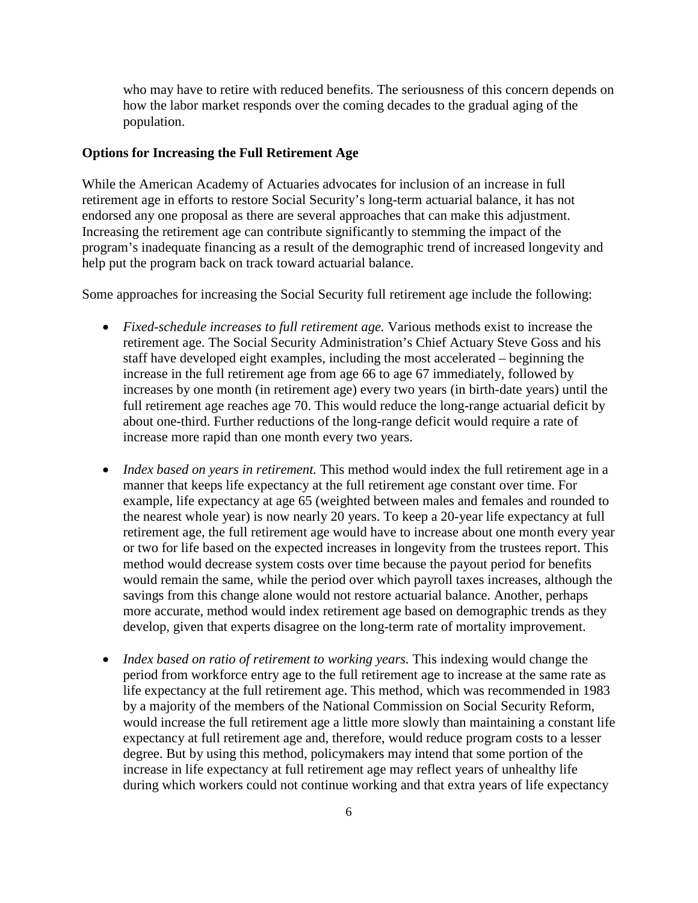who may have to retire with reduced benefits. The seriousness of this concern depends on how the labor market responds over the coming decades to the gradual aging of the population.

**Options for Increasing the Full Retirement Age**

While the American Academy of Actuaries advocates for inclusion of an increase in full retirement age in efforts to restore Social Security's long-term actuarial balance, it has not endorsed any one proposal as there are several approaches that can make this adjustment. Increasing the retirement age can contribute significantly to stemming the impact of the program's inadequate financing as a result of the demographic trend of increased longevity and help put the program back on track toward actuarial balance.

Some approaches for increasing the Social Security full retirement age include the following:

- *Fixed-schedule increases to full retirement age.* Various methods exist to increase the retirement age. The Social Security Administration's Chief Actuary Steve Goss and his staff have developed eight examples, including the most accelerated – beginning the increase in the full retirement age from age 66 to age 67 immediately, followed by increases by one month (in retirement age) every two years (in birth-date years) until the full retirement age reaches age 70. This would reduce the long-range actuarial deficit by about one-third. Further reductions of the long-range deficit would require a rate of increase more rapid than one month every two years.

- *Index based on years in retirement.* This method would index the full retirement age in a manner that keeps life expectancy at the full retirement age constant over time. For example, life expectancy at age 65 (weighted between males and females and rounded to the nearest whole year) is now nearly 20 years. To keep a 20-year life expectancy at full retirement age, the full retirement age would have to increase about one month every year or two for life based on the expected increases in longevity from the trustees report. This method would decrease system costs over time because the payout period for benefits would remain the same, while the period over which payroll taxes increases, although the savings from this change alone would not restore actuarial balance. Another, perhaps more accurate, method would index retirement age based on demographic trends as they develop, given that experts disagree on the long-term rate of mortality improvement.

- *Index based on ratio of retirement to working years.* This indexing would change the period from workforce entry age to the full retirement age to increase at the same rate as life expectancy at the full retirement age. This method, which was recommended in 1983 by a majority of the members of the National Commission on Social Security Reform, would increase the full retirement age a little more slowly than maintaining a constant life expectancy at full retirement age and, therefore, would reduce program costs to a lesser degree. But by using this method, policymakers may intend that some portion of the increase in life expectancy at full retirement age may reflect years of unhealthy life during which workers could not continue working and that extra years of life expectancy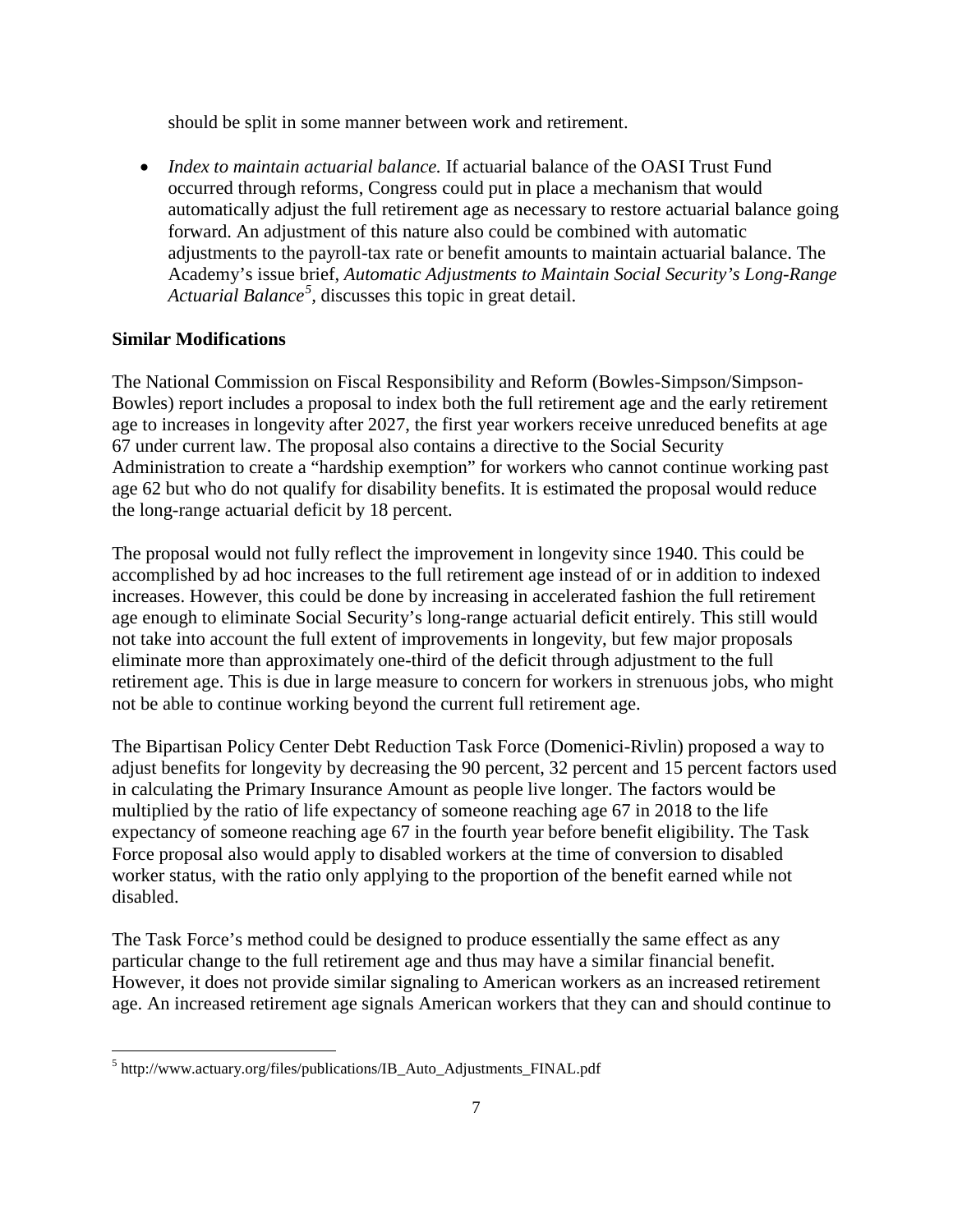should be split in some manner between work and retirement.

- *Index to maintain actuarial balance.* If actuarial balance of the OASI Trust Fund occurred through reforms, Congress could put in place a mechanism that would automatically adjust the full retirement age as necessary to restore actuarial balance going forward. An adjustment of this nature also could be combined with automatic adjustments to the payroll-tax rate or benefit amounts to maintain actuarial balance. The Academy's issue brief, *Automatic Adjustments to Maintain Social Security's Long-Range Actuarial Balance*[5], discusses this topic in great detail.

**Similar Modifications**

The National Commission on Fiscal Responsibility and Reform (Bowles-Simpson/Simpson-Bowles) report includes a proposal to index both the full retirement age and the early retirement age to increases in longevity after 2027, the first year workers receive unreduced benefits at age 67 under current law. The proposal also contains a directive to the Social Security Administration to create a "hardship exemption" for workers who cannot continue working past age 62 but who do not qualify for disability benefits. It is estimated the proposal would reduce the long-range actuarial deficit by 18 percent.

The proposal would not fully reflect the improvement in longevity since 1940. This could be accomplished by ad hoc increases to the full retirement age instead of or in addition to indexed increases. However, this could be done by increasing in accelerated fashion the full retirement age enough to eliminate Social Security's long-range actuarial deficit entirely. This still would not take into account the full extent of improvements in longevity, but few major proposals eliminate more than approximately one-third of the deficit through adjustment to the full retirement age. This is due in large measure to concern for workers in strenuous jobs, who might not be able to continue working beyond the current full retirement age.

The Bipartisan Policy Center Debt Reduction Task Force (Domenici-Rivlin) proposed a way to adjust benefits for longevity by decreasing the 90 percent, 32 percent and 15 percent factors used in calculating the Primary Insurance Amount as people live longer. The factors would be multiplied by the ratio of life expectancy of someone reaching age 67 in 2018 to the life expectancy of someone reaching age 67 in the fourth year before benefit eligibility. The Task Force proposal also would apply to disabled workers at the time of conversion to disabled worker status, with the ratio only applying to the proportion of the benefit earned while not disabled.

The Task Force's method could be designed to produce essentially the same effect as any particular change to the full retirement age and thus may have a similar financial benefit. However, it does not provide similar signaling to American workers as an increased retirement age. An increased retirement age signals American workers that they can and should continue to

---

[5] http://www.actuary.org/files/publications/IB_Auto_Adjustments_FINAL.pdf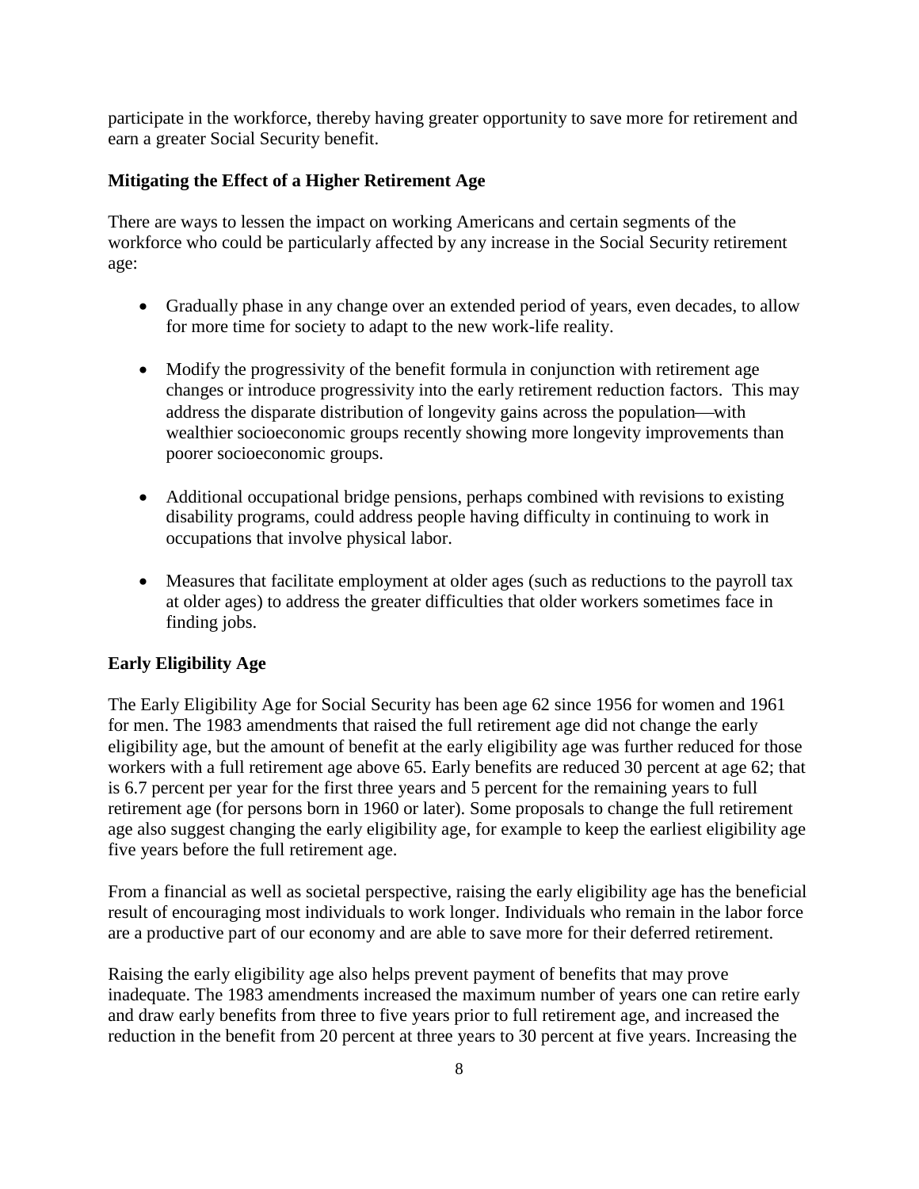participate in the workforce, thereby having greater opportunity to save more for retirement and earn a greater Social Security benefit.

**Mitigating the Effect of a Higher Retirement Age**

There are ways to lessen the impact on working Americans and certain segments of the workforce who could be particularly affected by any increase in the Social Security retirement age:

- Gradually phase in any change over an extended period of years, even decades, to allow for more time for society to adapt to the new work-life reality.
- Modify the progressivity of the benefit formula in conjunction with retirement age changes or introduce progressivity into the early retirement reduction factors. This may address the disparate distribution of longevity gains across the population—with wealthier socioeconomic groups recently showing more longevity improvements than poorer socioeconomic groups.
- Additional occupational bridge pensions, perhaps combined with revisions to existing disability programs, could address people having difficulty in continuing to work in occupations that involve physical labor.
- Measures that facilitate employment at older ages (such as reductions to the payroll tax at older ages) to address the greater difficulties that older workers sometimes face in finding jobs.

**Early Eligibility Age**

The Early Eligibility Age for Social Security has been age 62 since 1956 for women and 1961 for men. The 1983 amendments that raised the full retirement age did not change the early eligibility age, but the amount of benefit at the early eligibility age was further reduced for those workers with a full retirement age above 65. Early benefits are reduced 30 percent at age 62; that is 6.7 percent per year for the first three years and 5 percent for the remaining years to full retirement age (for persons born in 1960 or later). Some proposals to change the full retirement age also suggest changing the early eligibility age, for example to keep the earliest eligibility age five years before the full retirement age.

From a financial as well as societal perspective, raising the early eligibility age has the beneficial result of encouraging most individuals to work longer. Individuals who remain in the labor force are a productive part of our economy and are able to save more for their deferred retirement.

Raising the early eligibility age also helps prevent payment of benefits that may prove inadequate. The 1983 amendments increased the maximum number of years one can retire early and draw early benefits from three to five years prior to full retirement age, and increased the reduction in the benefit from 20 percent at three years to 30 percent at five years. Increasing the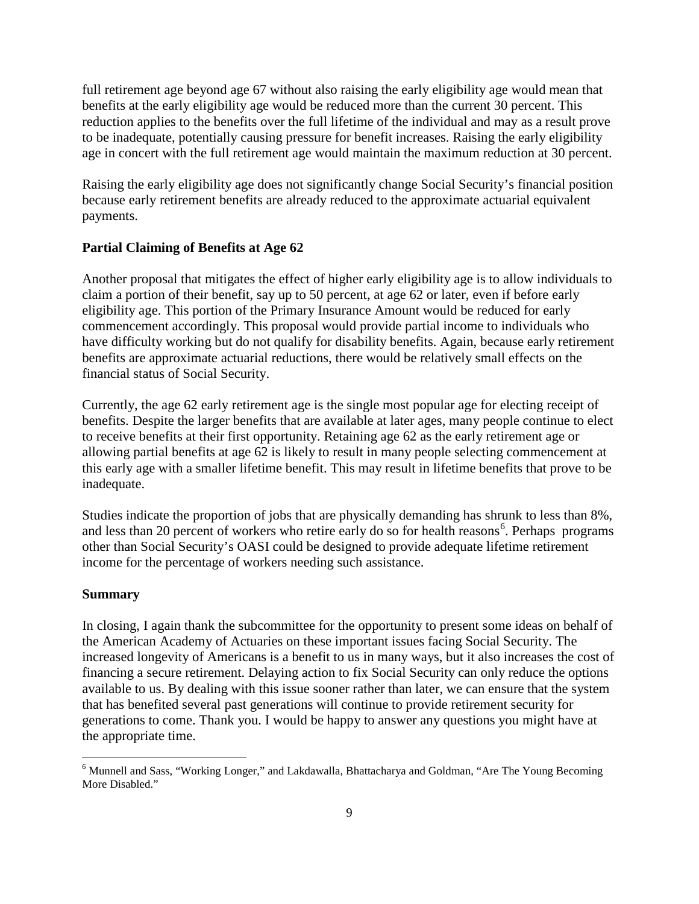full retirement age beyond age 67 without also raising the early eligibility age would mean that benefits at the early eligibility age would be reduced more than the current 30 percent. This reduction applies to the benefits over the full lifetime of the individual and may as a result prove to be inadequate, potentially causing pressure for benefit increases. Raising the early eligibility age in concert with the full retirement age would maintain the maximum reduction at 30 percent.

Raising the early eligibility age does not significantly change Social Security's financial position because early retirement benefits are already reduced to the approximate actuarial equivalent payments.

**Partial Claiming of Benefits at Age 62**

Another proposal that mitigates the effect of higher early eligibility age is to allow individuals to claim a portion of their benefit, say up to 50 percent, at age 62 or later, even if before early eligibility age. This portion of the Primary Insurance Amount would be reduced for early commencement accordingly. This proposal would provide partial income to individuals who have difficulty working but do not qualify for disability benefits. Again, because early retirement benefits are approximate actuarial reductions, there would be relatively small effects on the financial status of Social Security.

Currently, the age 62 early retirement age is the single most popular age for electing receipt of benefits. Despite the larger benefits that are available at later ages, many people continue to elect to receive benefits at their first opportunity. Retaining age 62 as the early retirement age or allowing partial benefits at age 62 is likely to result in many people selecting commencement at this early age with a smaller lifetime benefit. This may result in lifetime benefits that prove to be inadequate.

Studies indicate the proportion of jobs that are physically demanding has shrunk to less than 8%, and less than 20 percent of workers who retire early do so for health reasons[6]. Perhaps programs other than Social Security's OASI could be designed to provide adequate lifetime retirement income for the percentage of workers needing such assistance.

**Summary**

In closing, I again thank the subcommittee for the opportunity to present some ideas on behalf of the American Academy of Actuaries on these important issues facing Social Security. The increased longevity of Americans is a benefit to us in many ways, but it also increases the cost of financing a secure retirement. Delaying action to fix Social Security can only reduce the options available to us. By dealing with this issue sooner rather than later, we can ensure that the system that has benefited several past generations will continue to provide retirement security for generations to come. Thank you. I would be happy to answer any questions you might have at the appropriate time.

---

[6] Munnell and Sass, "Working Longer," and Lakdawalla, Bhattacharya and Goldman, "Are The Young Becoming More Disabled."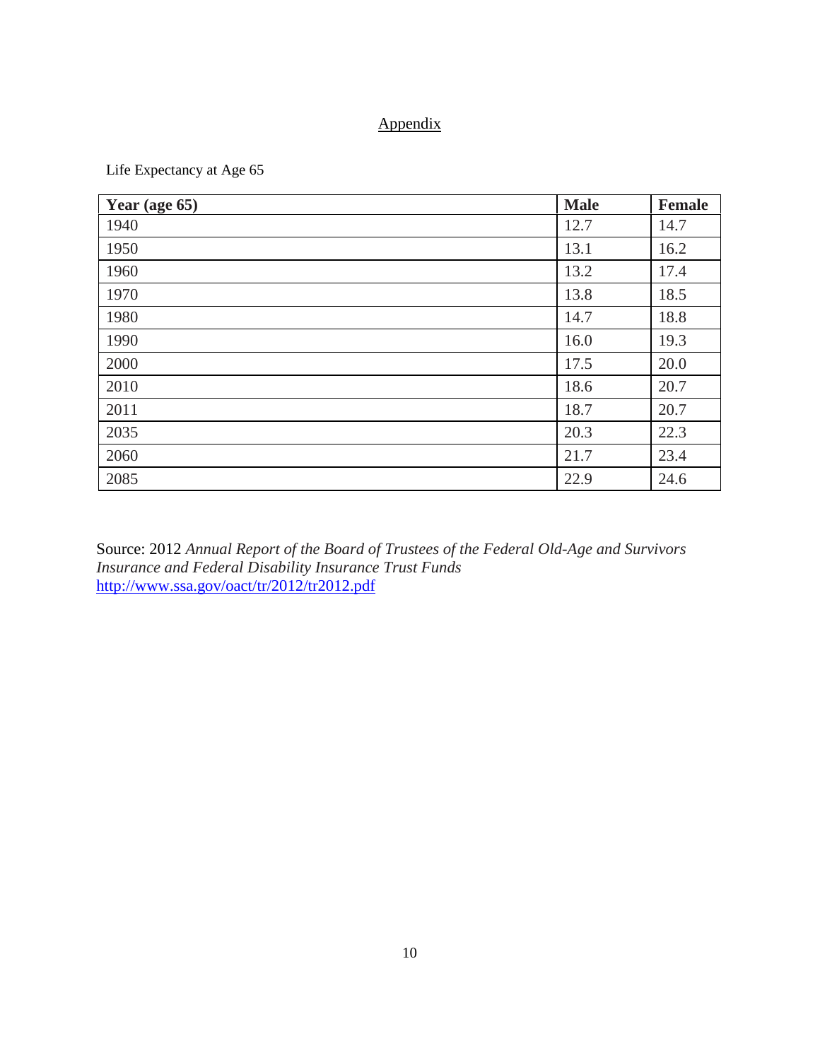## Appendix

Life Expectancy at Age 65

| Year (age 65) | Male | Female |
|---|---|---|
| 1940 | 12.7 | 14.7 |
| 1950 | 13.1 | 16.2 |
| 1960 | 13.2 | 17.4 |
| 1970 | 13.8 | 18.5 |
| 1980 | 14.7 | 18.8 |
| 1990 | 16.0 | 19.3 |
| 2000 | 17.5 | 20.0 |
| 2010 | 18.6 | 20.7 |
| 2011 | 18.7 | 20.7 |
| 2035 | 20.3 | 22.3 |
| 2060 | 21.7 | 23.4 |
| 2085 | 22.9 | 24.6 |

Source: 2012 *Annual Report of the Board of Trustees of the Federal Old-Age and Survivors Insurance and Federal Disability Insurance Trust Funds*
http://www.ssa.gov/oact/tr/2012/tr2012.pdf